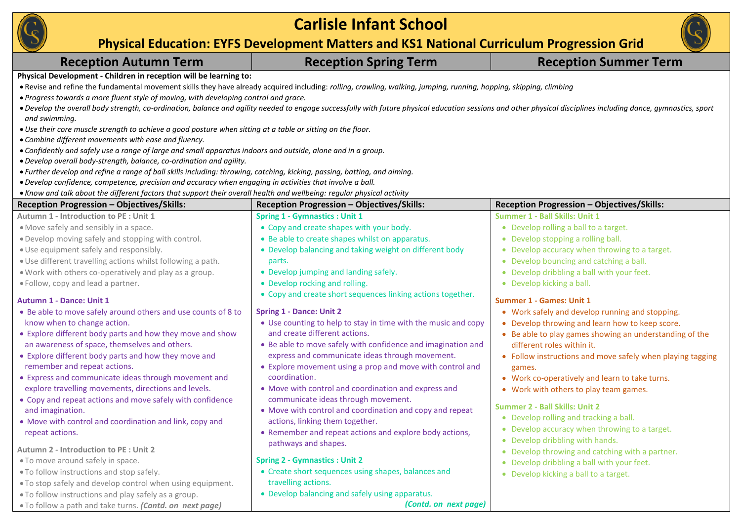# Carlisle Infant School

## Physical Education: EYFS Development Matters and KS1 National Curriculum Progression Grid

| Reception Autumn Term | Reception Spring Term | Reception Summer Term |
|---|---|---|

**Physical Development - Children in reception will be learning to:**

- Revise and refine the fundamental movement skills they have already acquired including: *rolling, crawling, walking, jumping, running, hopping, skipping, climbing*
- *Progress towards a more fluent style of moving, with developing control and grace.*
- *Develop the overall body strength, co-ordination, balance and agility needed to engage successfully with future physical education sessions and other physical disciplines including dance, gymnastics, sport and swimming.*
- *Use their core muscle strength to achieve a good posture when sitting at a table or sitting on the floor.*
- *Combine different movements with ease and fluency.*
- *Confidently and safely use a range of large and small apparatus indoors and outside, alone and in a group.*
- *Develop overall body-strength, balance, co-ordination and agility.*
- *Further develop and refine a range of ball skills including: throwing, catching, kicking, passing, batting, and aiming.*
- *Develop confidence, competence, precision and accuracy when engaging in activities that involve a ball.*
- *Know and talk about the different factors that support their overall health and wellbeing: regular physical activity*

| Reception Progression – Objectives/Skills: | Reception Progression – Objectives/Skills: | Reception Progression – Objectives/Skills: |
|---|---|---|
| **Autumn 1 - Introduction to PE : Unit 1**<br>• Move safely and sensibly in a space.<br>• Develop moving safely and stopping with control.<br>• Use equipment safely and responsibly.<br>• Use different travelling actions whilst following a path.<br>• Work with others co-operatively and play as a group.<br>• Follow, copy and lead a partner.<br><br>**Autumn 1 - Dance: Unit 1**<br>• Be able to move safely around others and use counts of 8 to know when to change action.<br>• Explore different body parts and how they move and show an awareness of space, themselves and others.<br>• Explore different body parts and how they move and remember and repeat actions.<br>• Express and communicate ideas through movement and explore travelling movements, directions and levels.<br>• Copy and repeat actions and move safely with confidence and imagination.<br>• Move with control and coordination and link, copy and repeat actions.<br><br>**Autumn 2 - Introduction to PE : Unit 2**<br>• To move around safely in space.<br>• To follow instructions and stop safely.<br>• To stop safely and develop control when using equipment.<br>• To follow instructions and play safely as a group.<br>• To follow a path and take turns. ***(Contd. on next page)*** | **Spring 1 - Gymnastics : Unit 1**<br>• Copy and create shapes with your body.<br>• Be able to create shapes whilst on apparatus.<br>• Develop balancing and taking weight on different body parts.<br>• Develop jumping and landing safely.<br>• Develop rocking and rolling.<br>• Copy and create short sequences linking actions together.<br><br>**Spring 1 - Dance: Unit 2**<br>• Use counting to help to stay in time with the music and copy and create different actions.<br>• Be able to move safely with confidence and imagination and express and communicate ideas through movement.<br>• Explore movement using a prop and move with control and coordination.<br>• Move with control and coordination and express and communicate ideas through movement.<br>• Move with control and coordination and copy and repeat actions, linking them together.<br>• Remember and repeat actions and explore body actions, pathways and shapes.<br><br>**Spring 2 - Gymnastics : Unit 2**<br>• Create short sequences using shapes, balances and travelling actions.<br>• Develop balancing and safely using apparatus.<br>***(Contd. on next page)*** | **Summer 1 - Ball Skills: Unit 1**<br>• Develop rolling a ball to a target.<br>• Develop stopping a rolling ball.<br>• Develop accuracy when throwing to a target.<br>• Develop bouncing and catching a ball.<br>• Develop dribbling a ball with your feet.<br>• Develop kicking a ball.<br><br>**Summer 1 - Games: Unit 1**<br>• Work safely and develop running and stopping.<br>• Develop throwing and learn how to keep score.<br>• Be able to play games showing an understanding of the different roles within it.<br>• Follow instructions and move safely when playing tagging games.<br>• Work co-operatively and learn to take turns.<br>• Work with others to play team games.<br><br>**Summer 2 - Ball Skills: Unit 2**<br>• Develop rolling and tracking a ball.<br>• Develop accuracy when throwing to a target.<br>• Develop dribbling with hands.<br>• Develop throwing and catching with a partner.<br>• Develop dribbling a ball with your feet.<br>• Develop kicking a ball to a target. |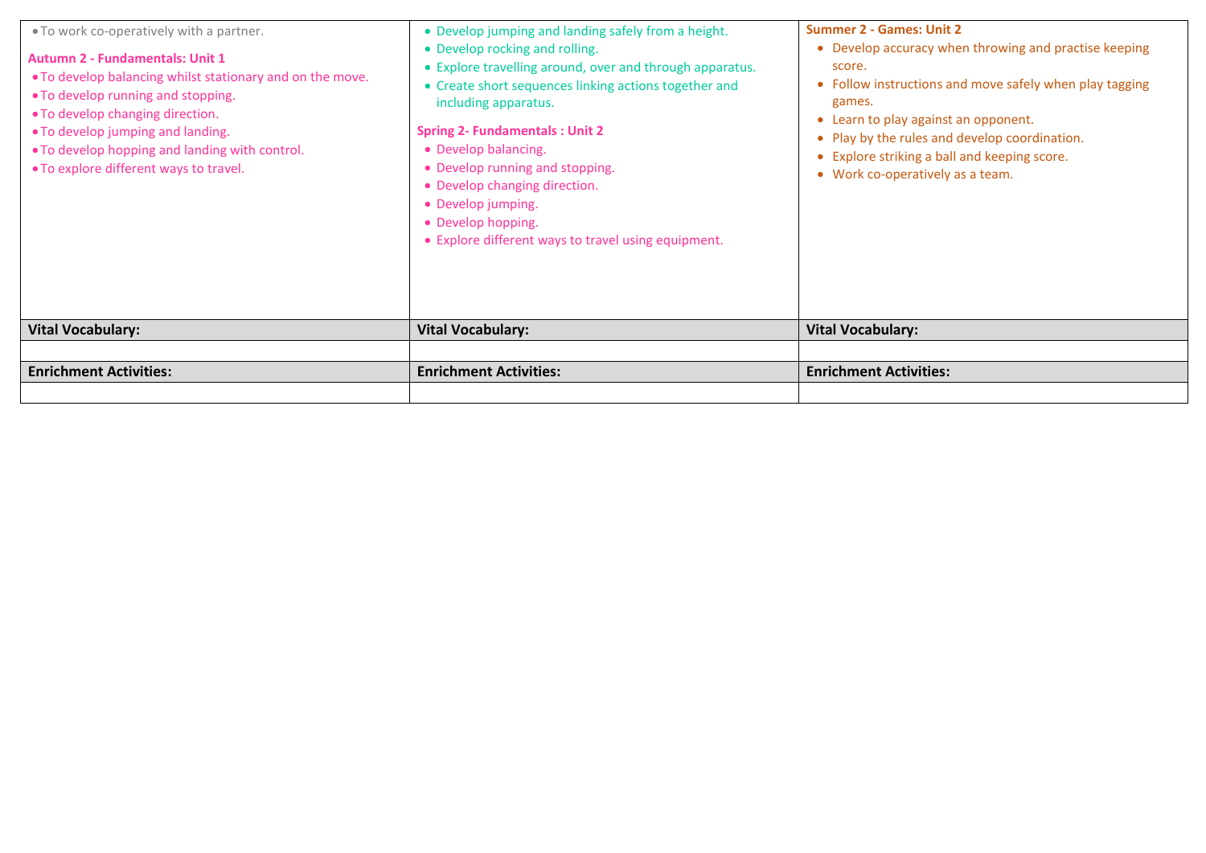| • To work co-operatively with a partner.<br><br>**Autumn 2 - Fundamentals: Unit 1**<br>• To develop balancing whilst stationary and on the move.<br>• To develop running and stopping.<br>• To develop changing direction.<br>• To develop jumping and landing.<br>• To develop hopping and landing with control.<br>• To explore different ways to travel. | • Develop jumping and landing safely from a height.<br>• Develop rocking and rolling.<br>• Explore travelling around, over and through apparatus.<br>• Create short sequences linking actions together and including apparatus.<br><br>**Spring 2- Fundamentals : Unit 2**<br>• Develop balancing.<br>• Develop running and stopping.<br>• Develop changing direction.<br>• Develop jumping.<br>• Develop hopping.<br>• Explore different ways to travel using equipment. | **Summer 2 - Games: Unit 2**<br>• Develop accuracy when throwing and practise keeping score.<br>• Follow instructions and move safely when play tagging games.<br>• Learn to play against an opponent.<br>• Play by the rules and develop coordination.<br>• Explore striking a ball and keeping score.<br>• Work co-operatively as a team. |
|---|---|---|
| **Vital Vocabulary:** | **Vital Vocabulary:** | **Vital Vocabulary:** |
| | | |
| **Enrichment Activities:** | **Enrichment Activities:** | **Enrichment Activities:** |
| | | |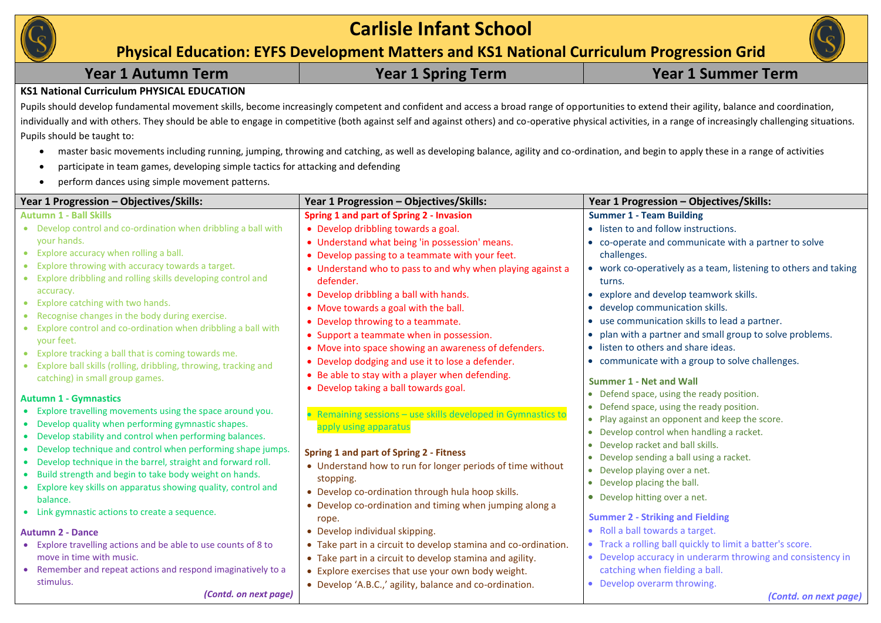# Carlisle Infant School

## Physical Education: EYFS Development Matters and KS1 National Curriculum Progression Grid

| Year 1 Autumn Term | Year 1 Spring Term | Year 1 Summer Term |
|---|---|---|

**KS1 National Curriculum PHYSICAL EDUCATION**

Pupils should develop fundamental movement skills, become increasingly competent and confident and access a broad range of opportunities to extend their agility, balance and coordination, individually and with others. They should be able to engage in competitive (both against self and against others) and co-operative physical activities, in a range of increasingly challenging situations. Pupils should be taught to:

- master basic movements including running, jumping, throwing and catching, as well as developing balance, agility and co-ordination, and begin to apply these in a range of activities
- participate in team games, developing simple tactics for attacking and defending
- perform dances using simple movement patterns.

| Year 1 Progression – Objectives/Skills: | Year 1 Progression – Objectives/Skills: | Year 1 Progression – Objectives/Skills: |
|---|---|---|
| **Autumn 1 - Ball Skills**<br>• Develop control and co-ordination when dribbling a ball with your hands.<br>• Explore accuracy when rolling a ball.<br>• Explore throwing with accuracy towards a target.<br>• Explore dribbling and rolling skills developing control and accuracy.<br>• Explore catching with two hands.<br>• Recognise changes in the body during exercise.<br>• Explore control and co-ordination when dribbling a ball with your feet.<br>• Explore tracking a ball that is coming towards me.<br>• Explore ball skills (rolling, dribbling, throwing, tracking and catching) in small group games.<br><br>**Autumn 1 - Gymnastics**<br>• Explore travelling movements using the space around you.<br>• Develop quality when performing gymnastic shapes.<br>• Develop stability and control when performing balances.<br>• Develop technique and control when performing shape jumps.<br>• Develop technique in the barrel, straight and forward roll.<br>• Build strength and begin to take body weight on hands.<br>• Explore key skills on apparatus showing quality, control and balance.<br>• Link gymnastic actions to create a sequence.<br><br>**Autumn 2 - Dance**<br>• Explore travelling actions and be able to use counts of 8 to move in time with music.<br>• Remember and repeat actions and respond imaginatively to a stimulus.<br><br>*(Contd. on next page)* | **Spring 1 and part of Spring 2 - Invasion**<br>• Develop dribbling towards a goal.<br>• Understand what being 'in possession' means.<br>• Develop passing to a teammate with your feet.<br>• Understand who to pass to and why when playing against a defender.<br>• Develop dribbling a ball with hands.<br>• Move towards a goal with the ball.<br>• Develop throwing to a teammate.<br>• Support a teammate when in possession.<br>• Move into space showing an awareness of defenders.<br>• Develop dodging and use it to lose a defender.<br>• Be able to stay with a player when defending.<br>• Develop taking a ball towards goal.<br><br>• Remaining sessions – use skills developed in Gymnastics to apply using apparatus<br><br>**Spring 1 and part of Spring 2 - Fitness**<br>• Understand how to run for longer periods of time without stopping.<br>• Develop co-ordination through hula hoop skills.<br>• Develop co-ordination and timing when jumping along a rope.<br>• Develop individual skipping.<br>• Take part in a circuit to develop stamina and co-ordination.<br>• Take part in a circuit to develop stamina and agility.<br>• Explore exercises that use your own body weight.<br>• Develop 'A.B.C.,' agility, balance and co-ordination. | **Summer 1 - Team Building**<br>• listen to and follow instructions.<br>• co-operate and communicate with a partner to solve challenges.<br>• work co-operatively as a team, listening to others and taking turns.<br>• explore and develop teamwork skills.<br>• develop communication skills.<br>• use communication skills to lead a partner.<br>• plan with a partner and small group to solve problems.<br>• listen to others and share ideas.<br>• communicate with a group to solve challenges.<br><br>**Summer 1 - Net and Wall**<br>• Defend space, using the ready position.<br>• Defend space, using the ready position.<br>• Play against an opponent and keep the score.<br>• Develop control when handling a racket.<br>• Develop racket and ball skills.<br>• Develop sending a ball using a racket.<br>• Develop playing over a net.<br>• Develop placing the ball.<br>• Develop hitting over a net.<br><br>**Summer 2 - Striking and Fielding**<br>• Roll a ball towards a target.<br>• Track a rolling ball quickly to limit a batter's score.<br>• Develop accuracy in underarm throwing and consistency in catching when fielding a ball.<br>• Develop overarm throwing.<br><br>*(Contd. on next page)* |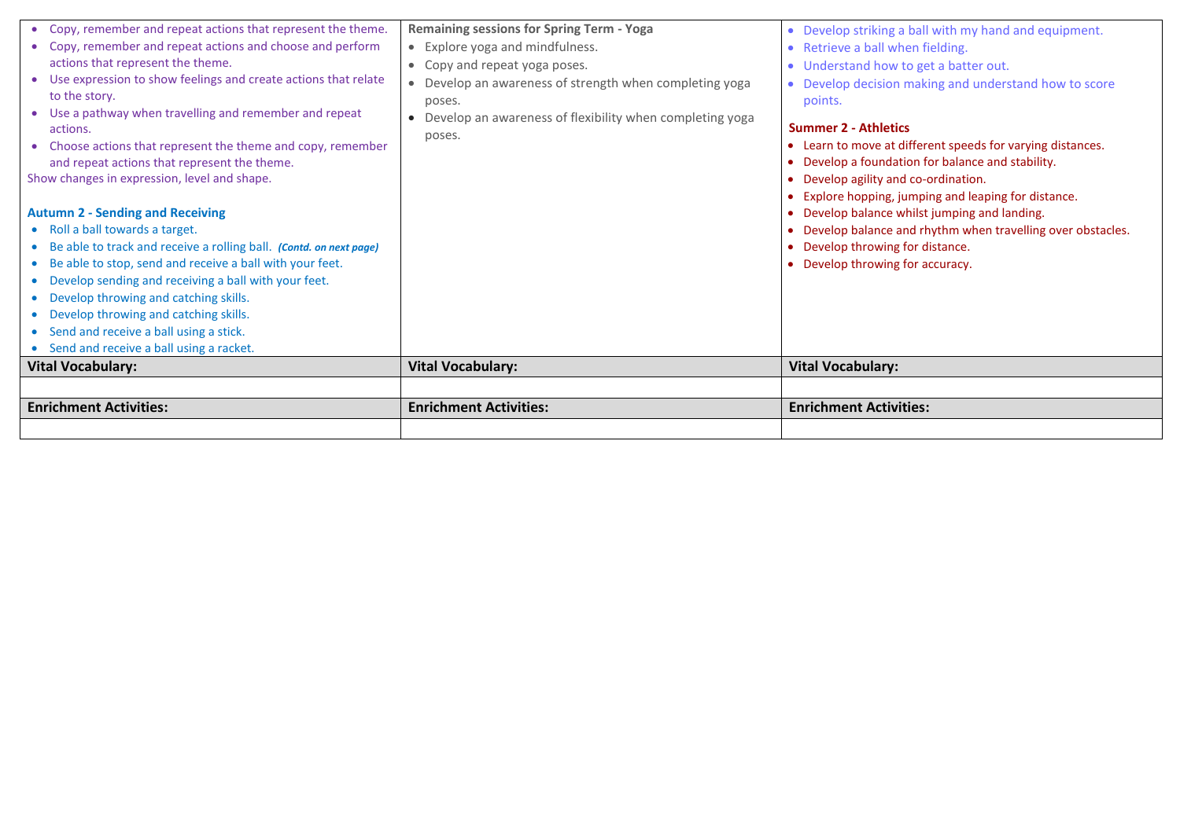| | | |
|---|---|---|
| • Copy, remember and repeat actions that represent the theme.<br>• Copy, remember and repeat actions and choose and perform actions that represent the theme.<br>• Use expression to show feelings and create actions that relate to the story.<br>• Use a pathway when travelling and remember and repeat actions.<br>• Choose actions that represent the theme and copy, remember and repeat actions that represent the theme.<br>Show changes in expression, level and shape.<br><br>**Autumn 2 - Sending and Receiving**<br>• Roll a ball towards a target.<br>• Be able to track and receive a rolling ball. ***(Contd. on next page)***<br>• Be able to stop, send and receive a ball with your feet.<br>• Develop sending and receiving a ball with your feet.<br>• Develop throwing and catching skills.<br>• Develop throwing and catching skills.<br>• Send and receive a ball using a stick.<br>• Send and receive a ball using a racket. | **Remaining sessions for Spring Term - Yoga**<br>• Explore yoga and mindfulness.<br>• Copy and repeat yoga poses.<br>• Develop an awareness of strength when completing yoga poses.<br>• Develop an awareness of flexibility when completing yoga poses. | • Develop striking a ball with my hand and equipment.<br>• Retrieve a ball when fielding.<br>• Understand how to get a batter out.<br>• Develop decision making and understand how to score points.<br><br>**Summer 2 - Athletics**<br>• Learn to move at different speeds for varying distances.<br>• Develop a foundation for balance and stability.<br>• Develop agility and co-ordination.<br>• Explore hopping, jumping and leaping for distance.<br>• Develop balance whilst jumping and landing.<br>• Develop balance and rhythm when travelling over obstacles.<br>• Develop throwing for distance.<br>• Develop throwing for accuracy. |
| **Vital Vocabulary:** | **Vital Vocabulary:** | **Vital Vocabulary:** |
| | | |
| **Enrichment Activities:** | **Enrichment Activities:** | **Enrichment Activities:** |
| | | |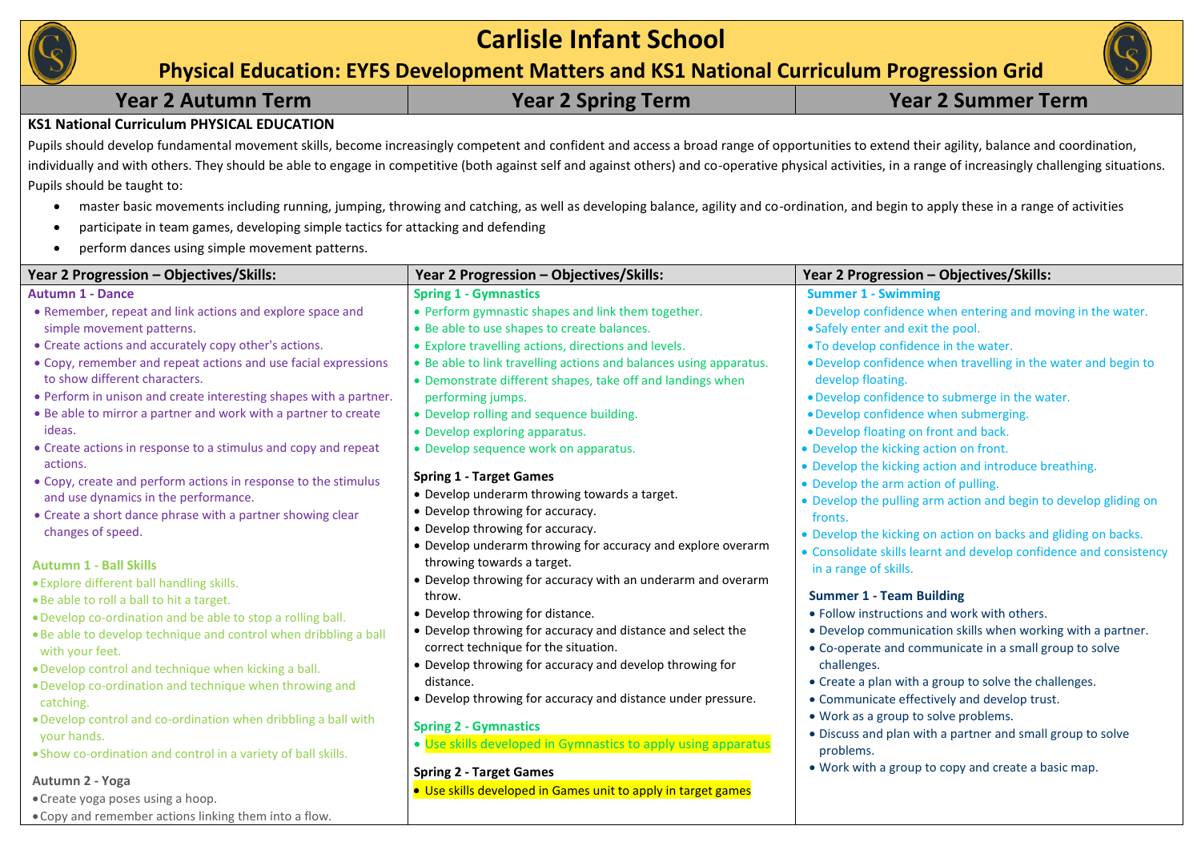# Carlisle Infant School

## Physical Education: EYFS Development Matters and KS1 National Curriculum Progression Grid

| Year 2 Autumn Term | Year 2 Spring Term | Year 2 Summer Term |
|---|---|---|

**KS1 National Curriculum PHYSICAL EDUCATION**

Pupils should develop fundamental movement skills, become increasingly competent and confident and access a broad range of opportunities to extend their agility, balance and coordination, individually and with others. They should be able to engage in competitive (both against self and against others) and co-operative physical activities, in a range of increasingly challenging situations.

Pupils should be taught to:

- master basic movements including running, jumping, throwing and catching, as well as developing balance, agility and co-ordination, and begin to apply these in a range of activities
- participate in team games, developing simple tactics for attacking and defending
- perform dances using simple movement patterns.

| Year 2 Progression – Objectives/Skills: | Year 2 Progression – Objectives/Skills: | Year 2 Progression – Objectives/Skills: |
|---|---|---|
| **Autumn 1 - Dance**<br>• Remember, repeat and link actions and explore space and simple movement patterns.<br>• Create actions and accurately copy other's actions.<br>• Copy, remember and repeat actions and use facial expressions to show different characters.<br>• Perform in unison and create interesting shapes with a partner.<br>• Be able to mirror a partner and work with a partner to create ideas.<br>• Create actions in response to a stimulus and copy and repeat actions.<br>• Copy, create and perform actions in response to the stimulus and use dynamics in the performance.<br>• Create a short dance phrase with a partner showing clear changes of speed.<br><br>**Autumn 1 - Ball Skills**<br>• Explore different ball handling skills.<br>• Be able to roll a ball to hit a target.<br>• Develop co-ordination and be able to stop a rolling ball.<br>• Be able to develop technique and control when dribbling a ball with your feet.<br>• Develop control and technique when kicking a ball.<br>• Develop co-ordination and technique when throwing and catching.<br>• Develop control and co-ordination when dribbling a ball with your hands.<br>• Show co-ordination and control in a variety of ball skills.<br><br>**Autumn 2 - Yoga**<br>• Create yoga poses using a hoop.<br>• Copy and remember actions linking them into a flow. | **Spring 1 - Gymnastics**<br>• Perform gymnastic shapes and link them together.<br>• Be able to use shapes to create balances.<br>• Explore travelling actions, directions and levels.<br>• Be able to link travelling actions and balances using apparatus.<br>• Demonstrate different shapes, take off and landings when performing jumps.<br>• Develop rolling and sequence building.<br>• Develop exploring apparatus.<br>• Develop sequence work on apparatus.<br><br>**Spring 1 - Target Games**<br>• Develop underarm throwing towards a target.<br>• Develop throwing for accuracy.<br>• Develop throwing for accuracy.<br>• Develop underarm throwing for accuracy and explore overarm throwing towards a target.<br>• Develop throwing for accuracy with an underarm and overarm throw.<br>• Develop throwing for distance.<br>• Develop throwing for accuracy and distance and select the correct technique for the situation.<br>• Develop throwing for accuracy and develop throwing for distance.<br>• Develop throwing for accuracy and distance under pressure.<br><br>**Spring 2 - Gymnastics**<br>• Use skills developed in Gymnastics to apply using apparatus<br><br>**Spring 2 - Target Games**<br>• Use skills developed in Games unit to apply in target games | **Summer 1 - Swimming**<br>• Develop confidence when entering and moving in the water.<br>• Safely enter and exit the pool.<br>• To develop confidence in the water.<br>• Develop confidence when travelling in the water and begin to develop floating.<br>• Develop confidence to submerge in the water.<br>• Develop confidence when submerging.<br>• Develop floating on front and back.<br>• Develop the kicking action on front.<br>• Develop the kicking action and introduce breathing.<br>• Develop the arm action of pulling.<br>• Develop the pulling arm action and begin to develop gliding on fronts.<br>• Develop the kicking on action on backs and gliding on backs.<br>• Consolidate skills learnt and develop confidence and consistency in a range of skills.<br><br>**Summer 1 - Team Building**<br>• Follow instructions and work with others.<br>• Develop communication skills when working with a partner.<br>• Co-operate and communicate in a small group to solve challenges.<br>• Create a plan with a group to solve the challenges.<br>• Communicate effectively and develop trust.<br>• Work as a group to solve problems.<br>• Discuss and plan with a partner and small group to solve problems.<br>• Work with a group to copy and create a basic map. |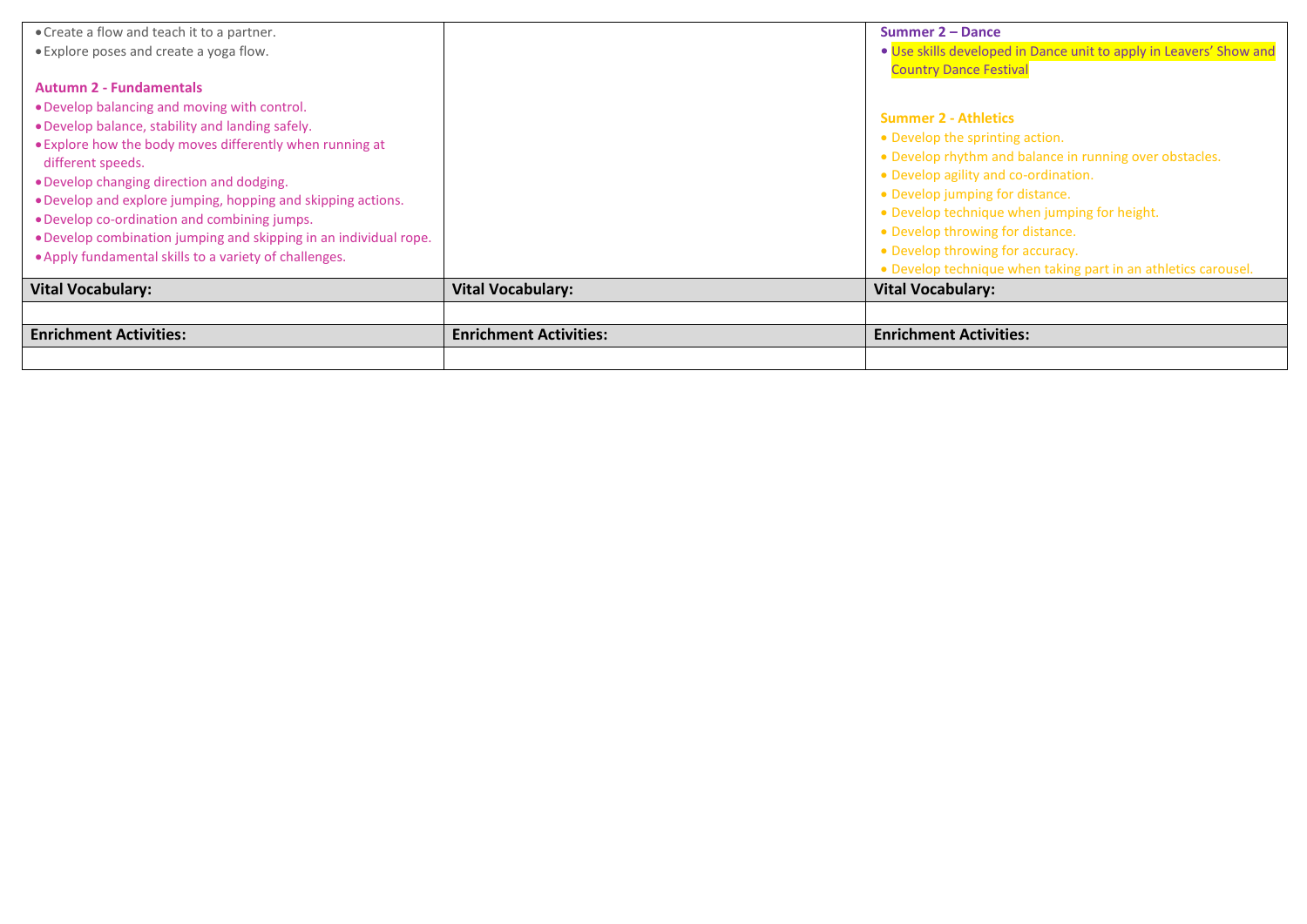| | | |
|---|---|---|
| • Create a flow and teach it to a partner.<br>• Explore poses and create a yoga flow.<br><br>**Autumn 2 - Fundamentals**<br>• Develop balancing and moving with control.<br>• Develop balance, stability and landing safely.<br>• Explore how the body moves differently when running at different speeds.<br>• Develop changing direction and dodging.<br>• Develop and explore jumping, hopping and skipping actions.<br>• Develop co-ordination and combining jumps.<br>• Develop combination jumping and skipping in an individual rope.<br>• Apply fundamental skills to a variety of challenges. | | **Summer 2 – Dance**<br>• Use skills developed in Dance unit to apply in Leavers' Show and Country Dance Festival<br><br>**Summer 2 - Athletics**<br>• Develop the sprinting action.<br>• Develop rhythm and balance in running over obstacles.<br>• Develop agility and co-ordination.<br>• Develop jumping for distance.<br>• Develop technique when jumping for height.<br>• Develop throwing for distance.<br>• Develop throwing for accuracy.<br>• Develop technique when taking part in an athletics carousel. |
| **Vital Vocabulary:** | **Vital Vocabulary:** | **Vital Vocabulary:** |
| | | |
| **Enrichment Activities:** | **Enrichment Activities:** | **Enrichment Activities:** |
| | | |